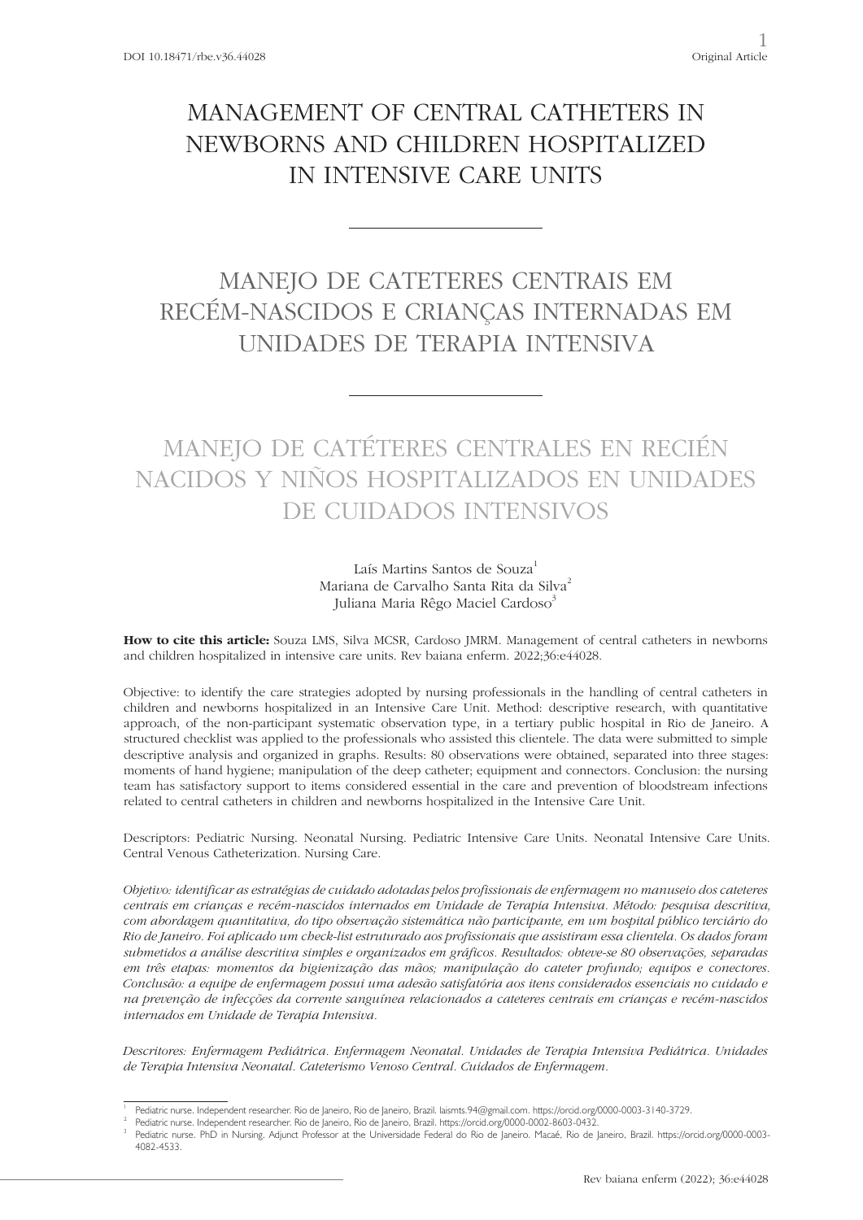DOI 10.18471/rbe.v36.44028

Original Article

# MANAGEMENT OF CENTRAL CATHETERS IN NEWBORNS AND CHILDREN HOSPITALIZED IN INTENSIVE CARE UNITS

# MANEJO DE CATETERES CENTRAIS EM RECÉM-NASCIDOS E CRIANÇAS INTERNADAS EM UNIDADES DE TERAPIA INTENSIVA

# MANEJO DE CATÉTERES CENTRALES EN RECIÉN NACIDOS Y NIÑOS HOSPITALIZADOS EN UNIDADES DE CUIDADOS INTENSIVOS

Laís Martins Santos de Souza[1]
Mariana de Carvalho Santa Rita da Silva[2]
Juliana Maria Rêgo Maciel Cardoso[3]

**How to cite this article:** Souza LMS, Silva MCSR, Cardoso JMRM. Management of central catheters in newborns and children hospitalized in intensive care units. Rev baiana enferm. 2022;36:e44028.

Objective: to identify the care strategies adopted by nursing professionals in the handling of central catheters in children and newborns hospitalized in an Intensive Care Unit. Method: descriptive research, with quantitative approach, of the non-participant systematic observation type, in a tertiary public hospital in Rio de Janeiro. A structured checklist was applied to the professionals who assisted this clientele. The data were submitted to simple descriptive analysis and organized in graphs. Results: 80 observations were obtained, separated into three stages: moments of hand hygiene; manipulation of the deep catheter; equipment and connectors. Conclusion: the nursing team has satisfactory support to items considered essential in the care and prevention of bloodstream infections related to central catheters in children and newborns hospitalized in the Intensive Care Unit.

Descriptors: Pediatric Nursing. Neonatal Nursing. Pediatric Intensive Care Units. Neonatal Intensive Care Units. Central Venous Catheterization. Nursing Care.

*Objetivo: identificar as estratégias de cuidado adotadas pelos profissionais de enfermagem no manuseio dos cateteres centrais em crianças e recém-nascidos internados em Unidade de Terapia Intensiva. Método: pesquisa descritiva, com abordagem quantitativa, do tipo observação sistemática não participante, em um hospital público terciário do Rio de Janeiro. Foi aplicado um check-list estruturado aos profissionais que assistiram essa clientela. Os dados foram submetidos a análise descritiva simples e organizados em gráficos. Resultados: obteve-se 80 observações, separadas em três etapas: momentos da higienização das mãos; manipulação do cateter profundo; equipos e conectores. Conclusão: a equipe de enfermagem possui uma adesão satisfatória aos itens considerados essenciais no cuidado e na prevenção de infecções da corrente sanguínea relacionados a cateteres centrais em crianças e recém-nascidos internados em Unidade de Terapia Intensiva.*

*Descritores: Enfermagem Pediátrica. Enfermagem Neonatal. Unidades de Terapia Intensiva Pediátrica. Unidades de Terapia Intensiva Neonatal. Cateterismo Venoso Central. Cuidados de Enfermagem.*

---

[1] Pediatric nurse. Independent researcher. Rio de Janeiro, Rio de Janeiro, Brazil. laismts.94@gmail.com. https://orcid.org/0000-0003-3140-3729.

[2] Pediatric nurse. Independent researcher. Rio de Janeiro, Rio de Janeiro, Brazil. https://orcid.org/0000-0002-8603-0432.

[3] Pediatric nurse. PhD in Nursing. Adjunct Professor at the Universidade Federal do Rio de Janeiro. Macaé, Rio de Janeiro, Brazil. https://orcid.org/0000-0003-4082-4533.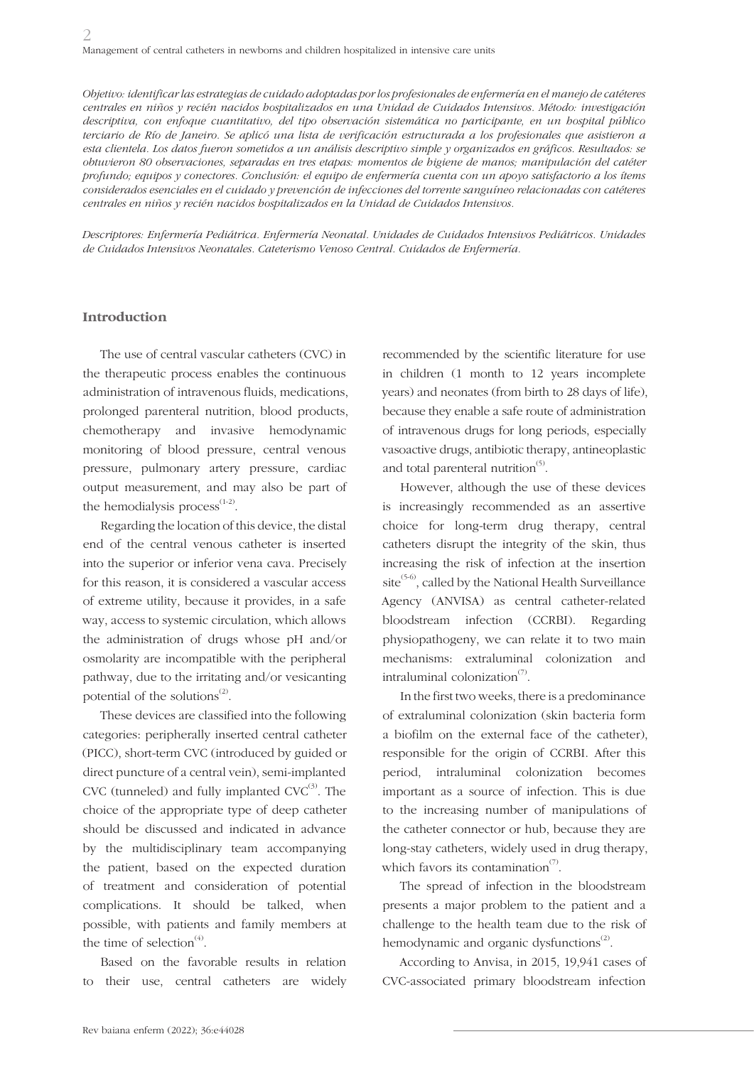*Objetivo: identificar las estrategias de cuidado adoptadas por los profesionales de enfermería en el manejo de catéteres centrales en niños y recién nacidos hospitalizados en una Unidad de Cuidados Intensivos. Método: investigación descriptiva, con enfoque cuantitativo, del tipo observación sistemática no participante, en un hospital público terciario de Río de Janeiro. Se aplicó una lista de verificación estructurada a los profesionales que asistieron a esta clientela. Los datos fueron sometidos a un análisis descriptivo simple y organizados en gráficos. Resultados: se obtuvieron 80 observaciones, separadas en tres etapas: momentos de higiene de manos; manipulación del catéter profundo; equipos y conectores. Conclusión: el equipo de enfermería cuenta con un apoyo satisfactorio a los ítems considerados esenciales en el cuidado y prevención de infecciones del torrente sanguíneo relacionadas con catéteres centrales en niños y recién nacidos hospitalizados en la Unidad de Cuidados Intensivos.*

*Descriptores: Enfermería Pediátrica. Enfermería Neonatal. Unidades de Cuidados Intensivos Pediátricos. Unidades de Cuidados Intensivos Neonatales. Cateterismo Venoso Central. Cuidados de Enfermería.*

## Introduction

The use of central vascular catheters (CVC) in the therapeutic process enables the continuous administration of intravenous fluids, medications, prolonged parenteral nutrition, blood products, chemotherapy and invasive hemodynamic monitoring of blood pressure, central venous pressure, pulmonary artery pressure, cardiac output measurement, and may also be part of the hemodialysis process[1-2].

Regarding the location of this device, the distal end of the central venous catheter is inserted into the superior or inferior vena cava. Precisely for this reason, it is considered a vascular access of extreme utility, because it provides, in a safe way, access to systemic circulation, which allows the administration of drugs whose pH and/or osmolarity are incompatible with the peripheral pathway, due to the irritating and/or vesicanting potential of the solutions[2].

These devices are classified into the following categories: peripherally inserted central catheter (PICC), short-term CVC (introduced by guided or direct puncture of a central vein), semi-implanted CVC (tunneled) and fully implanted CVC[3]. The choice of the appropriate type of deep catheter should be discussed and indicated in advance by the multidisciplinary team accompanying the patient, based on the expected duration of treatment and consideration of potential complications. It should be talked, when possible, with patients and family members at the time of selection[4].

Based on the favorable results in relation to their use, central catheters are widely recommended by the scientific literature for use in children (1 month to 12 years incomplete years) and neonates (from birth to 28 days of life), because they enable a safe route of administration of intravenous drugs for long periods, especially vasoactive drugs, antibiotic therapy, antineoplastic and total parenteral nutrition[5].

However, although the use of these devices is increasingly recommended as an assertive choice for long-term drug therapy, central catheters disrupt the integrity of the skin, thus increasing the risk of infection at the insertion site[5-6], called by the National Health Surveillance Agency (ANVISA) as central catheter-related bloodstream infection (CCRBI). Regarding physiopathogeny, we can relate it to two main mechanisms: extraluminal colonization and intraluminal colonization[7].

In the first two weeks, there is a predominance of extraluminal colonization (skin bacteria form a biofilm on the external face of the catheter), responsible for the origin of CCRBI. After this period, intraluminal colonization becomes important as a source of infection. This is due to the increasing number of manipulations of the catheter connector or hub, because they are long-stay catheters, widely used in drug therapy, which favors its contamination[7].

The spread of infection in the bloodstream presents a major problem to the patient and a challenge to the health team due to the risk of hemodynamic and organic dysfunctions[2].

According to Anvisa, in 2015, 19,941 cases of CVC-associated primary bloodstream infection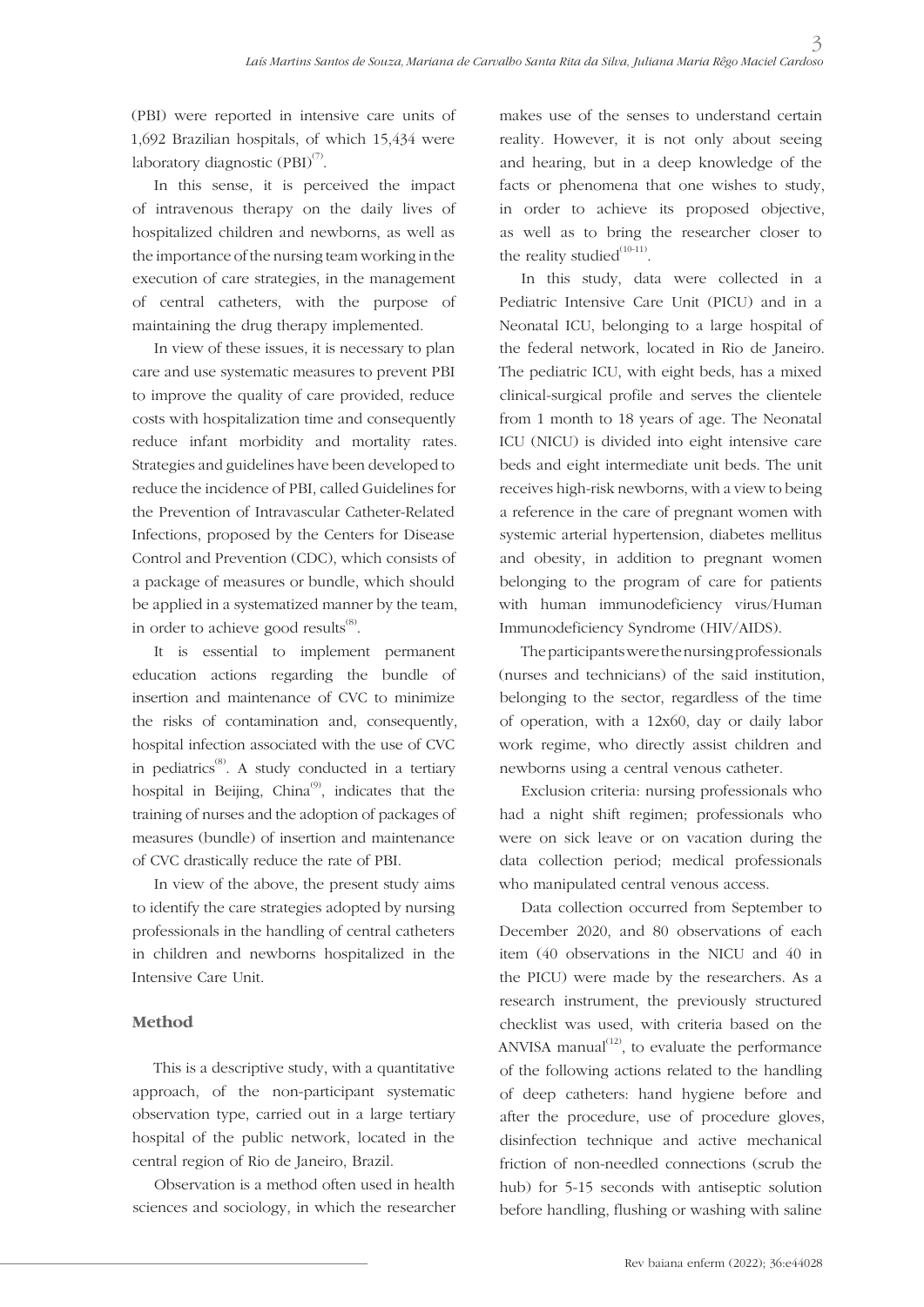(PBI) were reported in intensive care units of 1,692 Brazilian hospitals, of which 15,434 were laboratory diagnostic (PBI)[7].

In this sense, it is perceived the impact of intravenous therapy on the daily lives of hospitalized children and newborns, as well as the importance of the nursing team working in the execution of care strategies, in the management of central catheters, with the purpose of maintaining the drug therapy implemented.

In view of these issues, it is necessary to plan care and use systematic measures to prevent PBI to improve the quality of care provided, reduce costs with hospitalization time and consequently reduce infant morbidity and mortality rates. Strategies and guidelines have been developed to reduce the incidence of PBI, called Guidelines for the Prevention of Intravascular Catheter-Related Infections, proposed by the Centers for Disease Control and Prevention (CDC), which consists of a package of measures or bundle, which should be applied in a systematized manner by the team, in order to achieve good results[8].

It is essential to implement permanent education actions regarding the bundle of insertion and maintenance of CVC to minimize the risks of contamination and, consequently, hospital infection associated with the use of CVC in pediatrics[8]. A study conducted in a tertiary hospital in Beijing, China[9], indicates that the training of nurses and the adoption of packages of measures (bundle) of insertion and maintenance of CVC drastically reduce the rate of PBI.

In view of the above, the present study aims to identify the care strategies adopted by nursing professionals in the handling of central catheters in children and newborns hospitalized in the Intensive Care Unit.

## Method

This is a descriptive study, with a quantitative approach, of the non-participant systematic observation type, carried out in a large tertiary hospital of the public network, located in the central region of Rio de Janeiro, Brazil.

Observation is a method often used in health sciences and sociology, in which the researcher makes use of the senses to understand certain reality. However, it is not only about seeing and hearing, but in a deep knowledge of the facts or phenomena that one wishes to study, in order to achieve its proposed objective, as well as to bring the researcher closer to the reality studied[10-11].

In this study, data were collected in a Pediatric Intensive Care Unit (PICU) and in a Neonatal ICU, belonging to a large hospital of the federal network, located in Rio de Janeiro. The pediatric ICU, with eight beds, has a mixed clinical-surgical profile and serves the clientele from 1 month to 18 years of age. The Neonatal ICU (NICU) is divided into eight intensive care beds and eight intermediate unit beds. The unit receives high-risk newborns, with a view to being a reference in the care of pregnant women with systemic arterial hypertension, diabetes mellitus and obesity, in addition to pregnant women belonging to the program of care for patients with human immunodeficiency virus/Human Immunodeficiency Syndrome (HIV/AIDS).

The participants were the nursing professionals (nurses and technicians) of the said institution, belonging to the sector, regardless of the time of operation, with a 12x60, day or daily labor work regime, who directly assist children and newborns using a central venous catheter.

Exclusion criteria: nursing professionals who had a night shift regimen; professionals who were on sick leave or on vacation during the data collection period; medical professionals who manipulated central venous access.

Data collection occurred from September to December 2020, and 80 observations of each item (40 observations in the NICU and 40 in the PICU) were made by the researchers. As a research instrument, the previously structured checklist was used, with criteria based on the ANVISA manual[12], to evaluate the performance of the following actions related to the handling of deep catheters: hand hygiene before and after the procedure, use of procedure gloves, disinfection technique and active mechanical friction of non-needled connections (scrub the hub) for 5-15 seconds with antiseptic solution before handling, flushing or washing with saline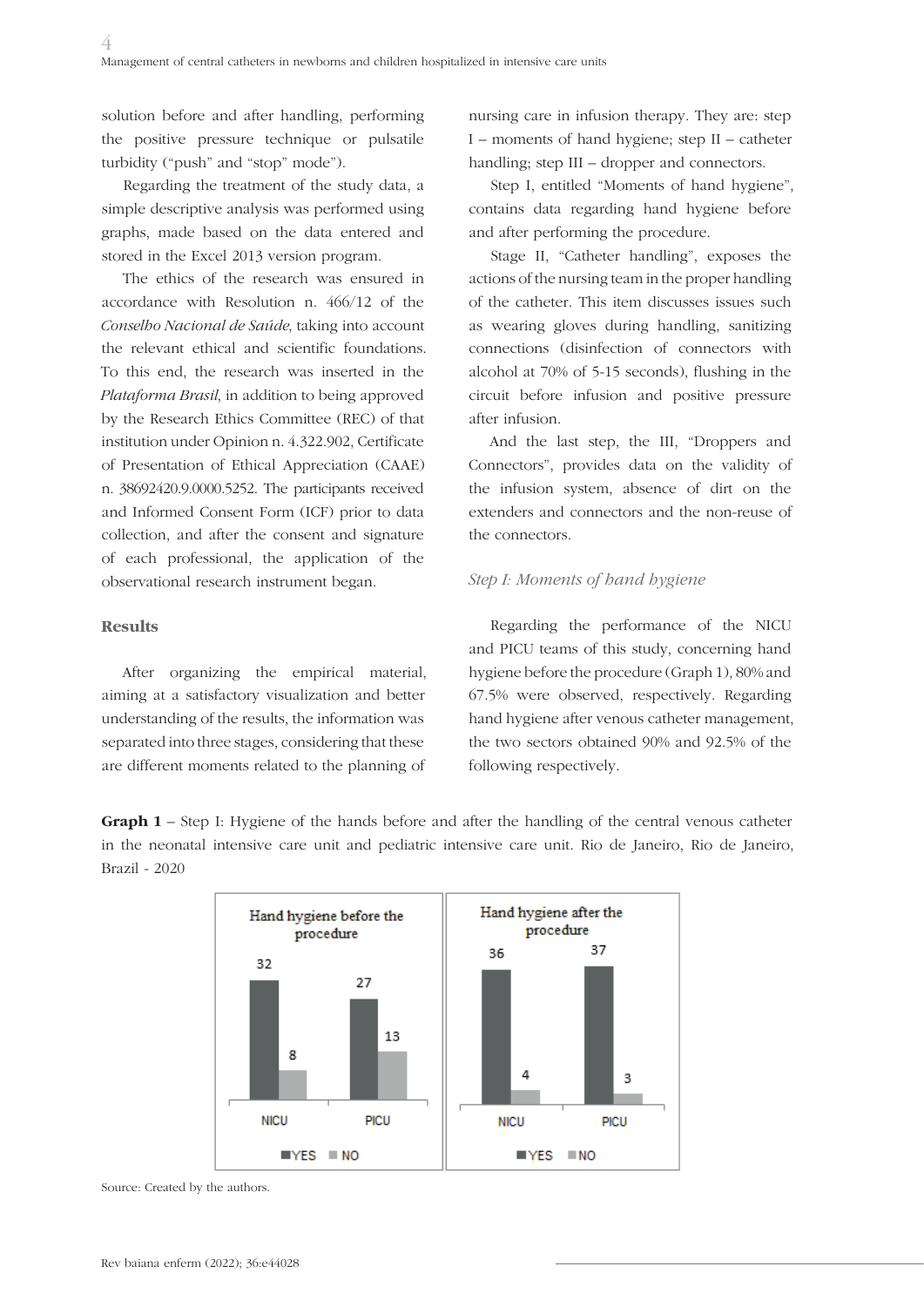solution before and after handling, performing the positive pressure technique or pulsatile turbidity ("push" and "stop" mode").

Regarding the treatment of the study data, a simple descriptive analysis was performed using graphs, made based on the data entered and stored in the Excel 2013 version program.

The ethics of the research was ensured in accordance with Resolution n. 466/12 of the *Conselho Nacional de Saúde*, taking into account the relevant ethical and scientific foundations. To this end, the research was inserted in the *Plataforma Brasil*, in addition to being approved by the Research Ethics Committee (REC) of that institution under Opinion n. 4.322.902, Certificate of Presentation of Ethical Appreciation (CAAE) n. 38692420.9.0000.5252. The participants received and Informed Consent Form (ICF) prior to data collection, and after the consent and signature of each professional, the application of the observational research instrument began.

## Results

After organizing the empirical material, aiming at a satisfactory visualization and better understanding of the results, the information was separated into three stages, considering that these are different moments related to the planning of nursing care in infusion therapy. They are: step I – moments of hand hygiene; step II – catheter handling; step III – dropper and connectors.

Step I, entitled "Moments of hand hygiene", contains data regarding hand hygiene before and after performing the procedure.

Stage II, "Catheter handling", exposes the actions of the nursing team in the proper handling of the catheter. This item discusses issues such as wearing gloves during handling, sanitizing connections (disinfection of connectors with alcohol at 70% of 5-15 seconds), flushing in the circuit before infusion and positive pressure after infusion.

And the last step, the III, "Droppers and Connectors", provides data on the validity of the infusion system, absence of dirt on the extenders and connectors and the non-reuse of the connectors.

### *Step I: Moments of hand hygiene*

Regarding the performance of the NICU and PICU teams of this study, concerning hand hygiene before the procedure (Graph 1), 80% and 67.5% were observed, respectively. Regarding hand hygiene after venous catheter management, the two sectors obtained 90% and 92.5% of the following respectively.

**Graph 1** – Step I: Hygiene of the hands before and after the handling of the central venous catheter in the neonatal intensive care unit and pediatric intensive care unit. Rio de Janeiro, Rio de Janeiro, Brazil - 2020

| Hand hygiene before the procedure | YES | NO |
|---|---|---|
| NICU | 32 | 8 |
| PICU | 27 | 13 |

| Hand hygiene after the procedure | YES | NO |
|---|---|---|
| NICU | 36 | 4 |
| PICU | 37 | 3 |

Source: Created by the authors.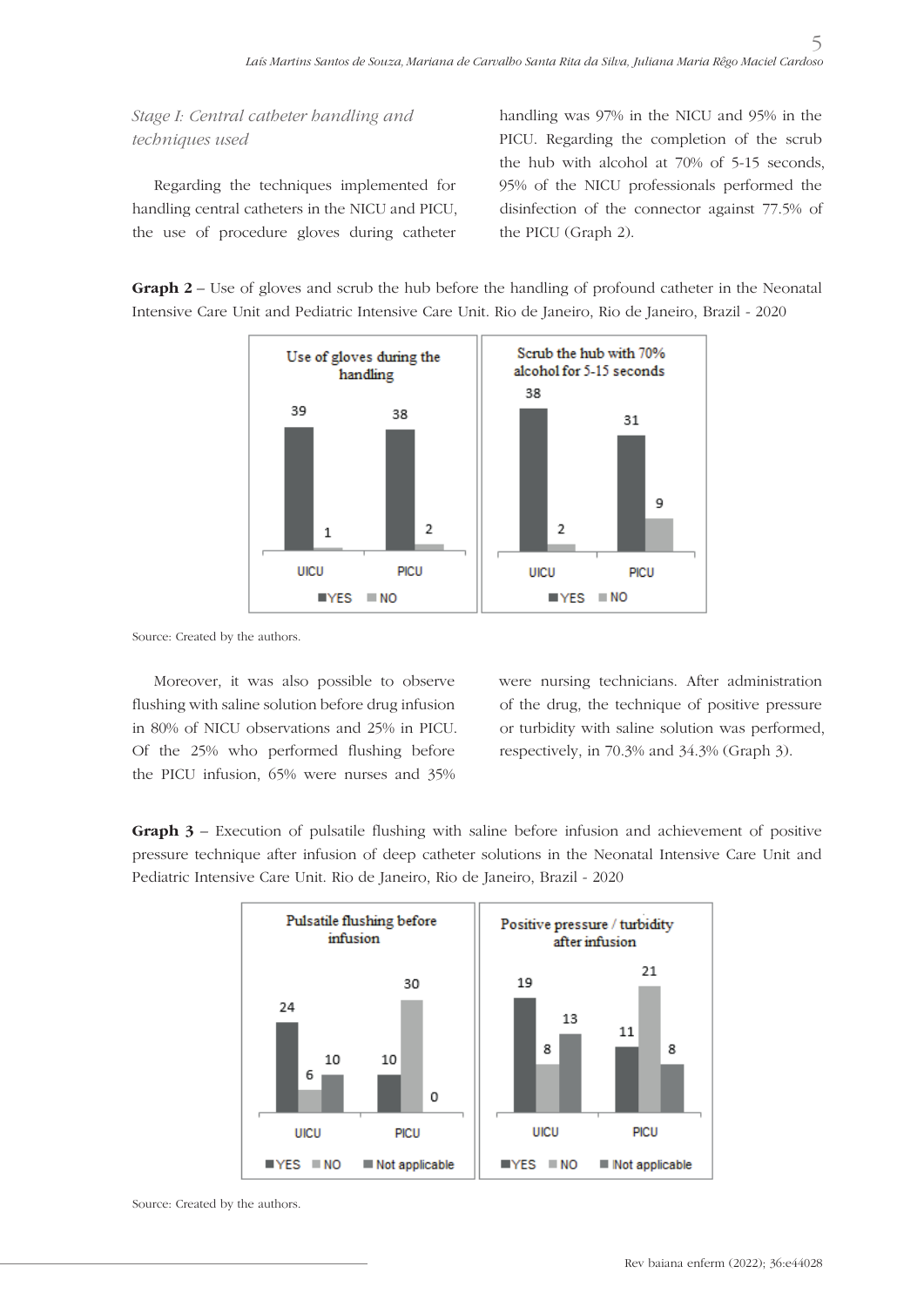*Stage I: Central catheter handling and techniques used*

Regarding the techniques implemented for handling central catheters in the NICU and PICU, the use of procedure gloves during catheter handling was 97% in the NICU and 95% in the PICU. Regarding the completion of the scrub the hub with alcohol at 70% of 5-15 seconds, 95% of the NICU professionals performed the disinfection of the connector against 77.5% of the PICU (Graph 2).

**Graph 2** – Use of gloves and scrub the hub before the handling of profound catheter in the Neonatal Intensive Care Unit and Pediatric Intensive Care Unit. Rio de Janeiro, Rio de Janeiro, Brazil - 2020

Source: Created by the authors.

Moreover, it was also possible to observe flushing with saline solution before drug infusion in 80% of NICU observations and 25% in PICU. Of the 25% who performed flushing before the PICU infusion, 65% were nurses and 35% were nursing technicians. After administration of the drug, the technique of positive pressure or turbidity with saline solution was performed, respectively, in 70.3% and 34.3% (Graph 3).

**Graph 3** – Execution of pulsatile flushing with saline before infusion and achievement of positive pressure technique after infusion of deep catheter solutions in the Neonatal Intensive Care Unit and Pediatric Intensive Care Unit. Rio de Janeiro, Rio de Janeiro, Brazil - 2020

Source: Created by the authors.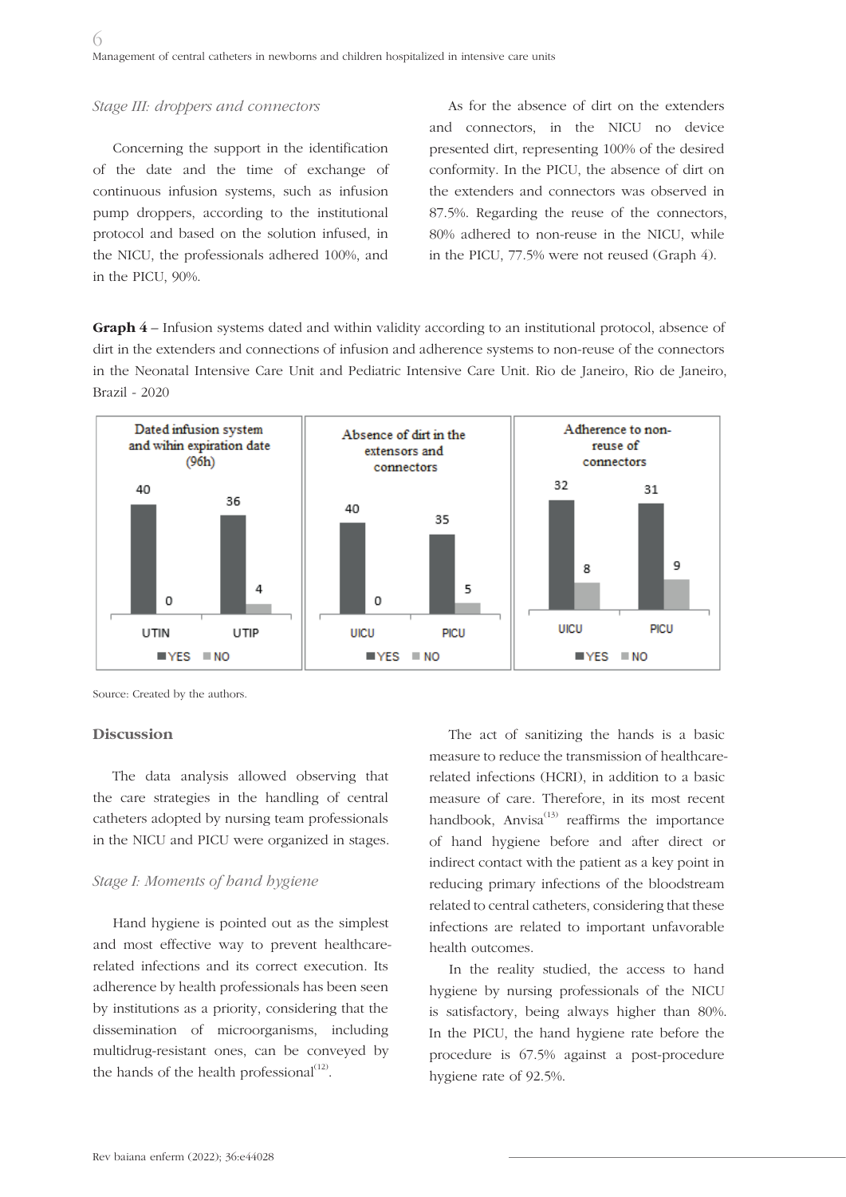### *Stage III: droppers and connectors*

Concerning the support in the identification of the date and the time of exchange of continuous infusion systems, such as infusion pump droppers, according to the institutional protocol and based on the solution infused, in the NICU, the professionals adhered 100%, and in the PICU, 90%.

As for the absence of dirt on the extenders and connectors, in the NICU no device presented dirt, representing 100% of the desired conformity. In the PICU, the absence of dirt on the extenders and connectors was observed in 87.5%. Regarding the reuse of the connectors, 80% adhered to non-reuse in the NICU, while in the PICU, 77.5% were not reused (Graph 4).

**Graph 4** – Infusion systems dated and within validity according to an institutional protocol, absence of dirt in the extenders and connections of infusion and adherence systems to non-reuse of the connectors in the Neonatal Intensive Care Unit and Pediatric Intensive Care Unit. Rio de Janeiro, Rio de Janeiro, Brazil - 2020

| | Dated infusion system and wihin expiration date (96h) | | Absence of dirt in the extensors and connectors | | Adherence to non-reuse of connectors | |
|---|---|---|---|---|---|---|
| | UTIN | UTIP | UICU | PICU | UICU | PICU |
| YES | 40 | 36 | 40 | 35 | 32 | 31 |
| NO | 0 | 4 | 0 | 5 | 8 | 9 |

Source: Created by the authors.

## Discussion

The data analysis allowed observing that the care strategies in the handling of central catheters adopted by nursing team professionals in the NICU and PICU were organized in stages.

### *Stage I: Moments of hand hygiene*

Hand hygiene is pointed out as the simplest and most effective way to prevent healthcare-related infections. Its adherence by health professionals has been seen by institutions as a priority, considering that the dissemination of microorganisms, including multidrug-resistant ones, can be conveyed by the hands of the health professional[12].

The act of sanitizing the hands is a basic measure to reduce the transmission of healthcare-related infections (HCRI), in addition to a basic measure of care. Therefore, in its most recent handbook, Anvisa[13] reaffirms the importance of hand hygiene before and after direct or indirect contact with the patient as a key point in reducing primary infections of the bloodstream related to central catheters, considering that these infections are related to important unfavorable health outcomes.

In the reality studied, the access to hand hygiene by nursing professionals of the NICU is satisfactory, being always higher than 80%. In the PICU, the hand hygiene rate before the procedure is 67.5% against a post-procedure hygiene rate of 92.5%.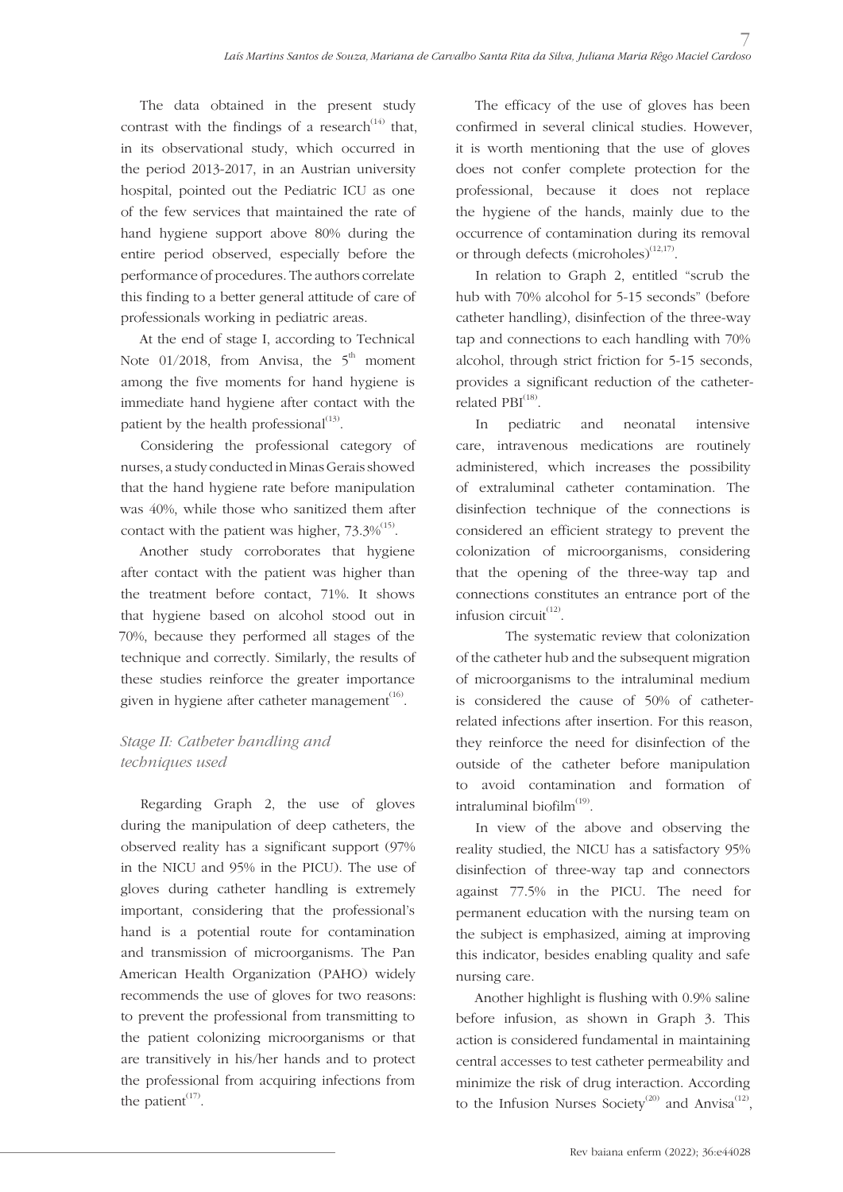The data obtained in the present study contrast with the findings of a research[14] that, in its observational study, which occurred in the period 2013-2017, in an Austrian university hospital, pointed out the Pediatric ICU as one of the few services that maintained the rate of hand hygiene support above 80% during the entire period observed, especially before the performance of procedures. The authors correlate this finding to a better general attitude of care of professionals working in pediatric areas.

At the end of stage I, according to Technical Note 01/2018, from Anvisa, the 5th moment among the five moments for hand hygiene is immediate hand hygiene after contact with the patient by the health professional[13].

Considering the professional category of nurses, a study conducted in Minas Gerais showed that the hand hygiene rate before manipulation was 40%, while those who sanitized them after contact with the patient was higher, 73.3%[15].

Another study corroborates that hygiene after contact with the patient was higher than the treatment before contact, 71%. It shows that hygiene based on alcohol stood out in 70%, because they performed all stages of the technique and correctly. Similarly, the results of these studies reinforce the greater importance given in hygiene after catheter management[16].

### *Stage II: Catheter handling and techniques used*

Regarding Graph 2, the use of gloves during the manipulation of deep catheters, the observed reality has a significant support (97% in the NICU and 95% in the PICU). The use of gloves during catheter handling is extremely important, considering that the professional's hand is a potential route for contamination and transmission of microorganisms. The Pan American Health Organization (PAHO) widely recommends the use of gloves for two reasons: to prevent the professional from transmitting to the patient colonizing microorganisms or that are transitively in his/her hands and to protect the professional from acquiring infections from the patient[17].

The efficacy of the use of gloves has been confirmed in several clinical studies. However, it is worth mentioning that the use of gloves does not confer complete protection for the professional, because it does not replace the hygiene of the hands, mainly due to the occurrence of contamination during its removal or through defects (microholes)[12,17].

In relation to Graph 2, entitled "scrub the hub with 70% alcohol for 5-15 seconds" (before catheter handling), disinfection of the three-way tap and connections to each handling with 70% alcohol, through strict friction for 5-15 seconds, provides a significant reduction of the catheter-related PBI[18].

In pediatric and neonatal intensive care, intravenous medications are routinely administered, which increases the possibility of extraluminal catheter contamination. The disinfection technique of the connections is considered an efficient strategy to prevent the colonization of microorganisms, considering that the opening of the three-way tap and connections constitutes an entrance port of the infusion circuit[12].

The systematic review that colonization of the catheter hub and the subsequent migration of microorganisms to the intraluminal medium is considered the cause of 50% of catheter-related infections after insertion. For this reason, they reinforce the need for disinfection of the outside of the catheter before manipulation to avoid contamination and formation of intraluminal biofilm[19].

In view of the above and observing the reality studied, the NICU has a satisfactory 95% disinfection of three-way tap and connectors against 77.5% in the PICU. The need for permanent education with the nursing team on the subject is emphasized, aiming at improving this indicator, besides enabling quality and safe nursing care.

Another highlight is flushing with 0.9% saline before infusion, as shown in Graph 3. This action is considered fundamental in maintaining central accesses to test catheter permeability and minimize the risk of drug interaction. According to the Infusion Nurses Society[20] and Anvisa[12],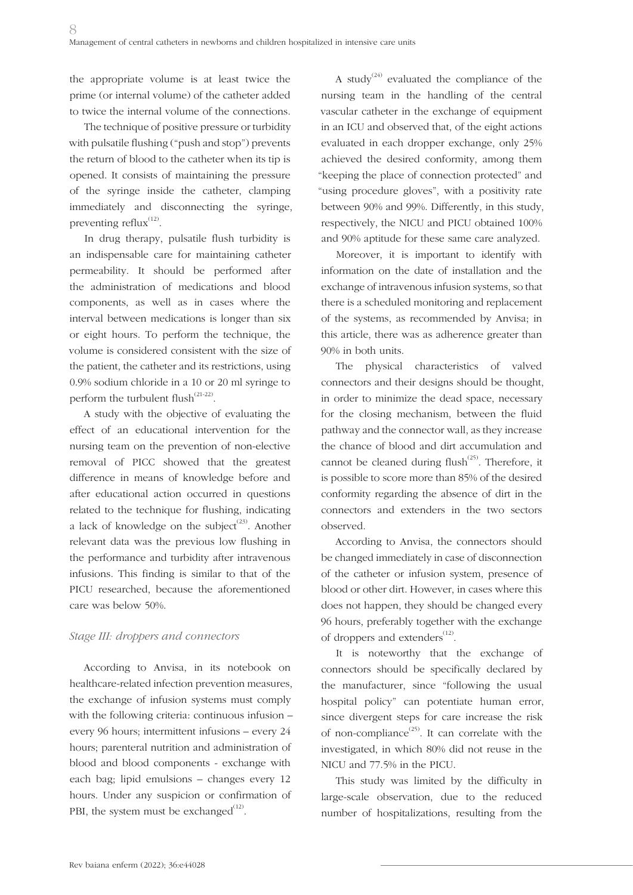the appropriate volume is at least twice the prime (or internal volume) of the catheter added to twice the internal volume of the connections.

The technique of positive pressure or turbidity with pulsatile flushing ("push and stop") prevents the return of blood to the catheter when its tip is opened. It consists of maintaining the pressure of the syringe inside the catheter, clamping immediately and disconnecting the syringe, preventing reflux[12].

In drug therapy, pulsatile flush turbidity is an indispensable care for maintaining catheter permeability. It should be performed after the administration of medications and blood components, as well as in cases where the interval between medications is longer than six or eight hours. To perform the technique, the volume is considered consistent with the size of the patient, the catheter and its restrictions, using 0.9% sodium chloride in a 10 or 20 ml syringe to perform the turbulent flush[21-22].

A study with the objective of evaluating the effect of an educational intervention for the nursing team on the prevention of non-elective removal of PICC showed that the greatest difference in means of knowledge before and after educational action occurred in questions related to the technique for flushing, indicating a lack of knowledge on the subject[23]. Another relevant data was the previous low flushing in the performance and turbidity after intravenous infusions. This finding is similar to that of the PICU researched, because the aforementioned care was below 50%.

### *Stage III: droppers and connectors*

According to Anvisa, in its notebook on healthcare-related infection prevention measures, the exchange of infusion systems must comply with the following criteria: continuous infusion – every 96 hours; intermittent infusions – every 24 hours; parenteral nutrition and administration of blood and blood components - exchange with each bag; lipid emulsions – changes every 12 hours. Under any suspicion or confirmation of PBI, the system must be exchanged[12].

A study[24] evaluated the compliance of the nursing team in the handling of the central vascular catheter in the exchange of equipment in an ICU and observed that, of the eight actions evaluated in each dropper exchange, only 25% achieved the desired conformity, among them "keeping the place of connection protected" and "using procedure gloves", with a positivity rate between 90% and 99%. Differently, in this study, respectively, the NICU and PICU obtained 100% and 90% aptitude for these same care analyzed.

Moreover, it is important to identify with information on the date of installation and the exchange of intravenous infusion systems, so that there is a scheduled monitoring and replacement of the systems, as recommended by Anvisa; in this article, there was as adherence greater than 90% in both units.

The physical characteristics of valved connectors and their designs should be thought, in order to minimize the dead space, necessary for the closing mechanism, between the fluid pathway and the connector wall, as they increase the chance of blood and dirt accumulation and cannot be cleaned during flush[25]. Therefore, it is possible to score more than 85% of the desired conformity regarding the absence of dirt in the connectors and extenders in the two sectors observed.

According to Anvisa, the connectors should be changed immediately in case of disconnection of the catheter or infusion system, presence of blood or other dirt. However, in cases where this does not happen, they should be changed every 96 hours, preferably together with the exchange of droppers and extenders[12].

It is noteworthy that the exchange of connectors should be specifically declared by the manufacturer, since "following the usual hospital policy" can potentiate human error, since divergent steps for care increase the risk of non-compliance[25]. It can correlate with the investigated, in which 80% did not reuse in the NICU and 77.5% in the PICU.

This study was limited by the difficulty in large-scale observation, due to the reduced number of hospitalizations, resulting from the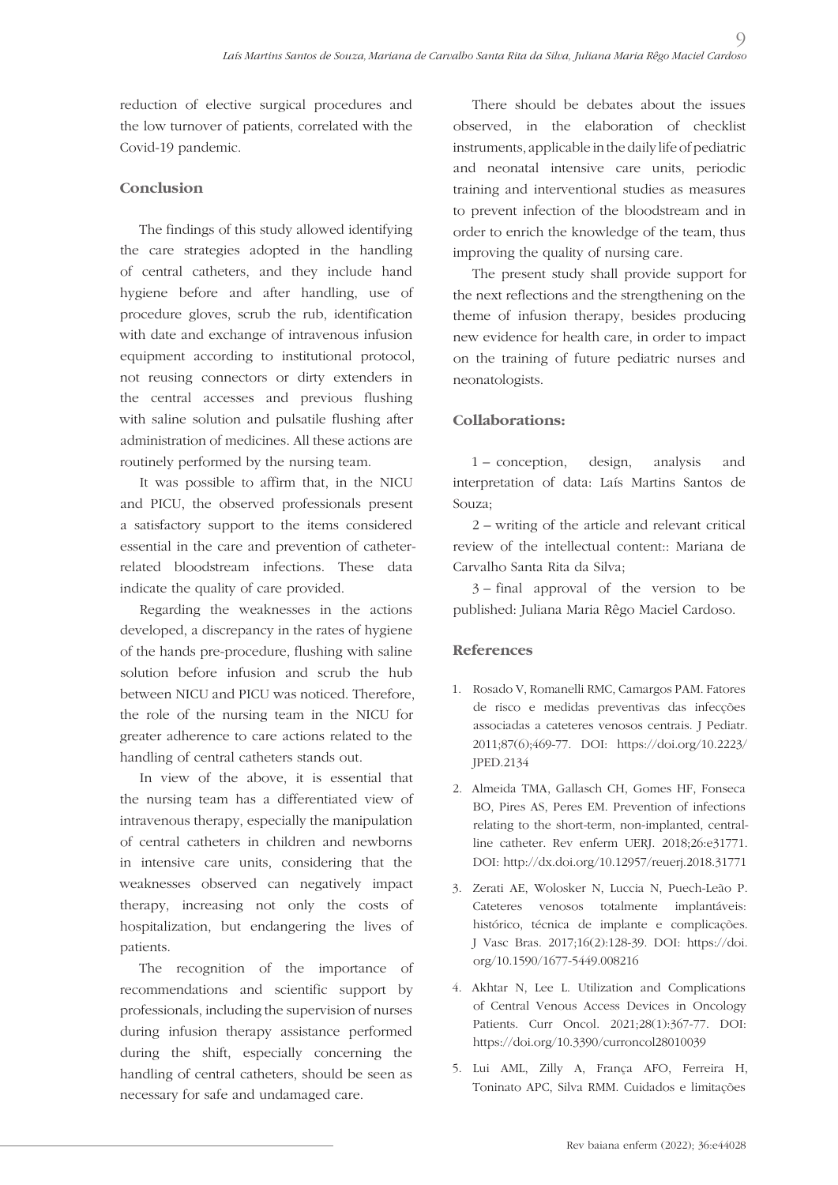reduction of elective surgical procedures and the low turnover of patients, correlated with the Covid-19 pandemic.

## Conclusion

The findings of this study allowed identifying the care strategies adopted in the handling of central catheters, and they include hand hygiene before and after handling, use of procedure gloves, scrub the rub, identification with date and exchange of intravenous infusion equipment according to institutional protocol, not reusing connectors or dirty extenders in the central accesses and previous flushing with saline solution and pulsatile flushing after administration of medicines. All these actions are routinely performed by the nursing team.

It was possible to affirm that, in the NICU and PICU, the observed professionals present a satisfactory support to the items considered essential in the care and prevention of catheter-related bloodstream infections. These data indicate the quality of care provided.

Regarding the weaknesses in the actions developed, a discrepancy in the rates of hygiene of the hands pre-procedure, flushing with saline solution before infusion and scrub the hub between NICU and PICU was noticed. Therefore, the role of the nursing team in the NICU for greater adherence to care actions related to the handling of central catheters stands out.

In view of the above, it is essential that the nursing team has a differentiated view of intravenous therapy, especially the manipulation of central catheters in children and newborns in intensive care units, considering that the weaknesses observed can negatively impact therapy, increasing not only the costs of hospitalization, but endangering the lives of patients.

The recognition of the importance of recommendations and scientific support by professionals, including the supervision of nurses during infusion therapy assistance performed during the shift, especially concerning the handling of central catheters, should be seen as necessary for safe and undamaged care.

There should be debates about the issues observed, in the elaboration of checklist instruments, applicable in the daily life of pediatric and neonatal intensive care units, periodic training and interventional studies as measures to prevent infection of the bloodstream and in order to enrich the knowledge of the team, thus improving the quality of nursing care.

The present study shall provide support for the next reflections and the strengthening on the theme of infusion therapy, besides producing new evidence for health care, in order to impact on the training of future pediatric nurses and neonatologists.

## Collaborations:

1 – conception, design, analysis and interpretation of data: Laís Martins Santos de Souza;

2 – writing of the article and relevant critical review of the intellectual content:: Mariana de Carvalho Santa Rita da Silva;

3 – final approval of the version to be published: Juliana Maria Rêgo Maciel Cardoso.

## References

1. Rosado V, Romanelli RMC, Camargos PAM. Fatores de risco e medidas preventivas das infecções associadas a cateteres venosos centrais. J Pediatr. 2011;87(6);469-77. DOI: https://doi.org/10.2223/JPED.2134

2. Almeida TMA, Gallasch CH, Gomes HF, Fonseca BO, Pires AS, Peres EM. Prevention of infections relating to the short-term, non-implanted, central-line catheter. Rev enferm UERJ. 2018;26:e31771. DOI: http://dx.doi.org/10.12957/reuerj.2018.31771

3. Zerati AE, Wolosker N, Luccia N, Puech-Leão P. Cateteres venosos totalmente implantáveis: histórico, técnica de implante e complicações. J Vasc Bras. 2017;16(2):128-39. DOI: https://doi.org/10.1590/1677-5449.008216

4. Akhtar N, Lee L. Utilization and Complications of Central Venous Access Devices in Oncology Patients. Curr Oncol. 2021;28(1):367-77. DOI: https://doi.org/10.3390/curroncol28010039

5. Lui AML, Zilly A, França AFO, Ferreira H, Toninato APC, Silva RMM. Cuidados e limitações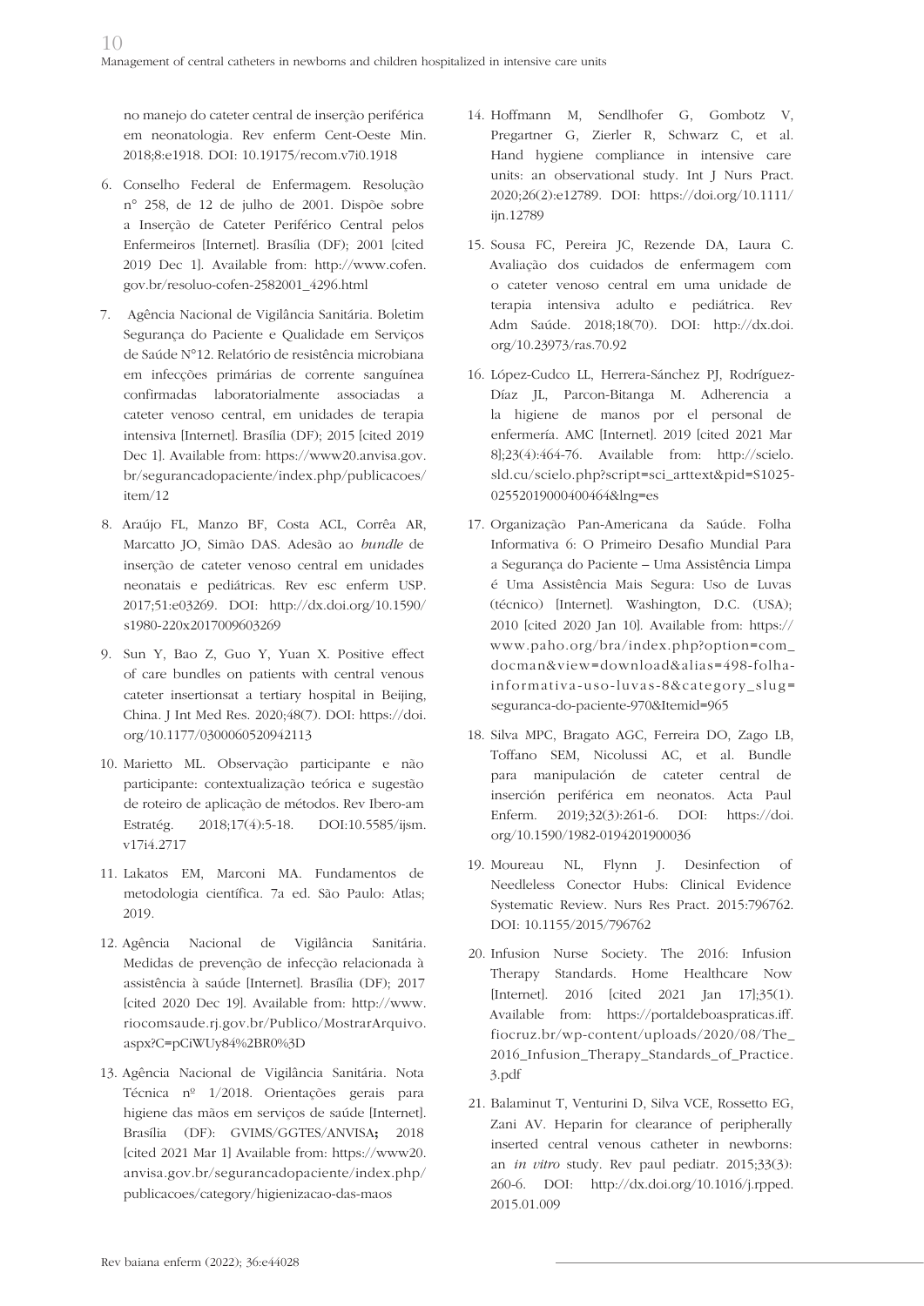no manejo do cateter central de inserção periférica em neonatologia. Rev enferm Cent-Oeste Min. 2018;8:e1918. DOI: 10.19175/recom.v7i0.1918

6. Conselho Federal de Enfermagem. Resolução n° 258, de 12 de julho de 2001. Dispõe sobre a Inserção de Cateter Periférico Central pelos Enfermeiros [Internet]. Brasília (DF); 2001 [cited 2019 Dec 1]. Available from: http://www.cofen.gov.br/resoluo-cofen-2582001_4296.html

7. Agência Nacional de Vigilância Sanitária. Boletim Segurança do Paciente e Qualidade em Serviços de Saúde N°12. Relatório de resistência microbiana em infecções primárias de corrente sanguínea confirmadas laboratorialmente associadas a cateter venoso central, em unidades de terapia intensiva [Internet]. Brasília (DF); 2015 [cited 2019 Dec 1]. Available from: https://www20.anvisa.gov.br/segurancadopaciente/index.php/publicacoes/item/12

8. Araújo FL, Manzo BF, Costa ACL, Corrêa AR, Marcatto JO, Simão DAS. Adesão ao *bundle* de inserção de cateter venoso central em unidades neonatais e pediátricas. Rev esc enferm USP. 2017;51:e03269. DOI: http://dx.doi.org/10.1590/s1980-220x2017009603269

9. Sun Y, Bao Z, Guo Y, Yuan X. Positive effect of care bundles on patients with central venous cateter insertionsat a tertiary hospital in Beijing, China. J Int Med Res. 2020;48(7). DOI: https://doi.org/10.1177/0300060520942113

10. Marietto ML. Observação participante e não participante: contextualização teórica e sugestão de roteiro de aplicação de métodos. Rev Ibero-am Estratég. 2018;17(4):5-18. DOI:10.5585/ijsm.v17i4.2717

11. Lakatos EM, Marconi MA. Fundamentos de metodologia científica. 7a ed. São Paulo: Atlas; 2019.

12. Agência Nacional de Vigilância Sanitária. Medidas de prevenção de infecção relacionada à assistência à saúde [Internet]. Brasília (DF); 2017 [cited 2020 Dec 19]. Available from: http://www.riocomsaude.rj.gov.br/Publico/MostrarArquivo.aspx?C=pCiWUy84%2BR0%3D

13. Agência Nacional de Vigilância Sanitária. Nota Técnica nº 1/2018. Orientações gerais para higiene das mãos em serviços de saúde [Internet]. Brasília (DF): GVIMS/GGTES/ANVISA**;** 2018 [cited 2021 Mar 1] Available from: https://www20.anvisa.gov.br/segurancadopaciente/index.php/publicacoes/category/higienizacao-das-maos

14. Hoffmann M, Sendlhofer G, Gombotz V, Pregartner G, Zierler R, Schwarz C, et al. Hand hygiene compliance in intensive care units: an observational study. Int J Nurs Pract. 2020;26(2):e12789. DOI: https://doi.org/10.1111/ijn.12789

15. Sousa FC, Pereira JC, Rezende DA, Laura C. Avaliação dos cuidados de enfermagem com o cateter venoso central em uma unidade de terapia intensiva adulto e pediátrica. Rev Adm Saúde. 2018;18(70). DOI: http://dx.doi.org/10.23973/ras.70.92

16. López-Cudco LL, Herrera-Sánchez PJ, Rodríguez-Díaz JL, Parcon-Bitanga M. Adherencia a la higiene de manos por el personal de enfermería. AMC [Internet]. 2019 [cited 2021 Mar 8];23(4):464-76. Available from: http://scielo.sld.cu/scielo.php?script=sci_arttext&pid=S1025-02552019000400464&lng=es

17. Organização Pan-Americana da Saúde. Folha Informativa 6: O Primeiro Desafio Mundial Para a Segurança do Paciente – Uma Assistência Limpa é Uma Assistência Mais Segura: Uso de Luvas (técnico) [Internet]. Washington, D.C. (USA); 2010 [cited 2020 Jan 10]. Available from: https://www.paho.org/bra/index.php?option=com_docman&view=download&alias=498-folha-informativa-uso-luvas-8&category_slug=seguranca-do-paciente-970&Itemid=965

18. Silva MPC, Bragato AGC, Ferreira DO, Zago LB, Toffano SEM, Nicolussi AC, et al. Bundle para manipulación de cateter central de inserción periférica en neonatos. Acta Paul Enferm. 2019;32(3):261-6. DOI: https://doi.org/10.1590/1982-0194201900036

19. Moureau NL, Flynn J. Desinfection of Needleless Conector Hubs: Clinical Evidence Systematic Review. Nurs Res Pract. 2015:796762. DOI: 10.1155/2015/796762

20. Infusion Nurse Society. The 2016: Infusion Therapy Standards. Home Healthcare Now [Internet]. 2016 [cited 2021 Jan 17];35(1). Available from: https://portaldeboaspraticas.iff.fiocruz.br/wp-content/uploads/2020/08/The_2016_Infusion_Therapy_Standards_of_Practice.3.pdf

21. Balaminut T, Venturini D, Silva VCE, Rossetto EG, Zani AV. Heparin for clearance of peripherally inserted central venous catheter in newborns: an *in vitro* study. Rev paul pediatr. 2015;33(3):260-6. DOI: http://dx.doi.org/10.1016/j.rpped.2015.01.009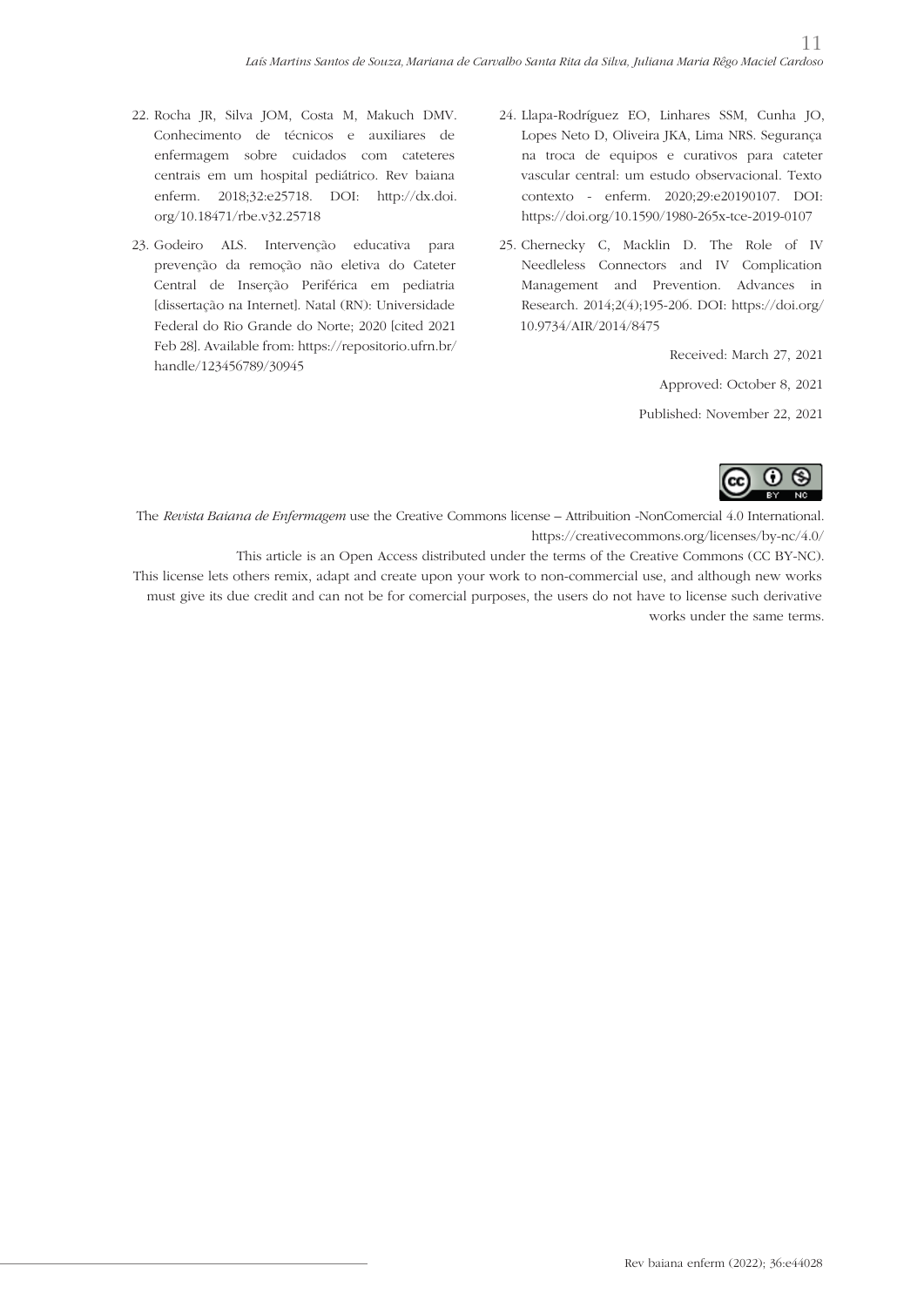22. Rocha JR, Silva JOM, Costa M, Makuch DMV. Conhecimento de técnicos e auxiliares de enfermagem sobre cuidados com cateteres centrais em um hospital pediátrico. Rev baiana enferm. 2018;32:e25718. DOI: http://dx.doi.org/10.18471/rbe.v32.25718

23. Godeiro ALS. Intervenção educativa para prevenção da remoção não eletiva do Cateter Central de Inserção Periférica em pediatria [dissertação na Internet]. Natal (RN): Universidade Federal do Rio Grande do Norte; 2020 [cited 2021 Feb 28]. Available from: https://repositorio.ufrn.br/handle/123456789/30945

24. Llapa-Rodríguez EO, Linhares SSM, Cunha JO, Lopes Neto D, Oliveira JKA, Lima NRS. Segurança na troca de equipos e curativos para cateter vascular central: um estudo observacional. Texto contexto - enferm. 2020;29:e20190107. DOI: https://doi.org/10.1590/1980-265x-tce-2019-0107

25. Chernecky C, Macklin D. The Role of IV Needleless Connectors and IV Complication Management and Prevention. Advances in Research. 2014;2(4);195-206. DOI: https://doi.org/10.9734/AIR/2014/8475

Received: March 27, 2021

Approved: October 8, 2021

Published: November 22, 2021

The *Revista Baiana de Enfermagem* use the Creative Commons license – Attribuition -NonComercial 4.0 International. https://creativecommons.org/licenses/by-nc/4.0/

This article is an Open Access distributed under the terms of the Creative Commons (CC BY-NC). This license lets others remix, adapt and create upon your work to non-commercial use, and although new works must give its due credit and can not be for comercial purposes, the users do not have to license such derivative works under the same terms.